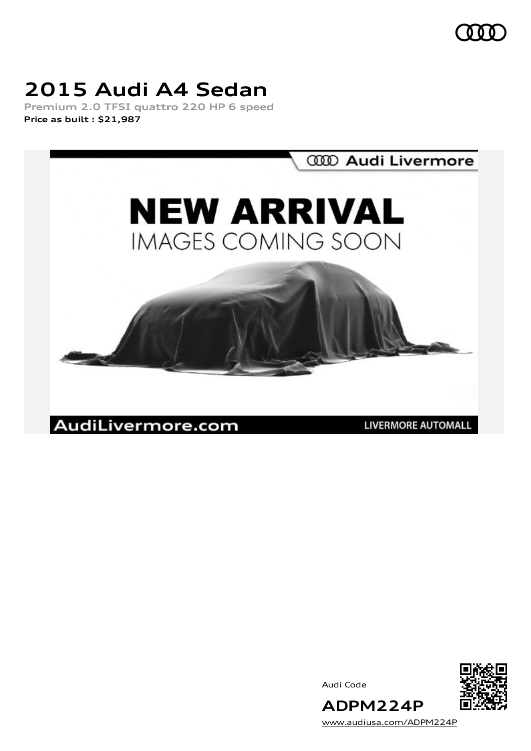# 2015 Audi A4 Sedan

**Premium 2.0 TFSI quattro 220 HP 6 speed**

**Price as built : $21,987**

Audi Code

**ADPM224P**

www.audiusa.com/ADPM224P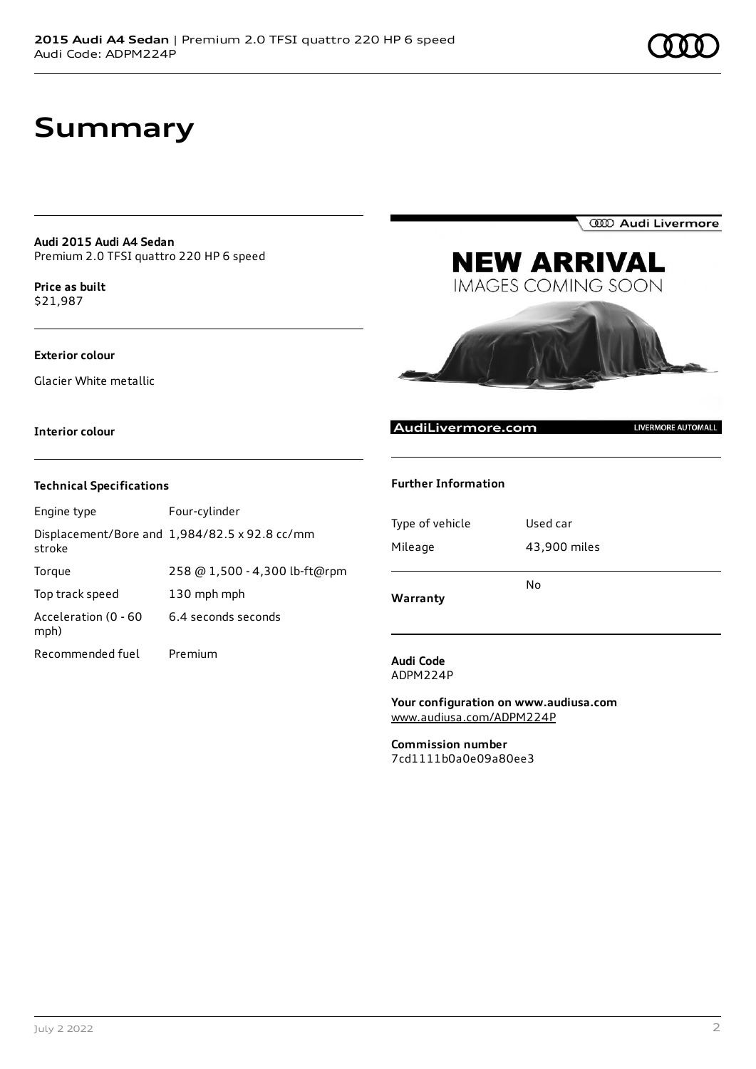# Summary

**Audi 2015 Audi A4 Sedan**
Premium 2.0 TFSI quattro 220 HP 6 speed

**Price as built**
$21,987

**Exterior colour**

Glacier White metallic

**Interior colour**

### Technical Specifications

| | |
|---|---|
| Engine type | Four-cylinder |
| Displacement/Bore and stroke | 1,984/82.5 x 92.8 cc/mm |
| Torque | 258 @ 1,500 - 4,300 lb-ft@rpm |
| Top track speed | 130 mph mph |
| Acceleration (0 - 60 mph) | 6.4 seconds seconds |
| Recommended fuel | Premium |

### Further Information

| | |
|---|---|
| Type of vehicle | Used car |
| Mileage | 43,900 miles |
| Warranty | No |

**Audi Code**
ADPM224P

**Your configuration on www.audiusa.com**
www.audiusa.com/ADPM224P

**Commission number**
7cd1111b0a0e09a80ee3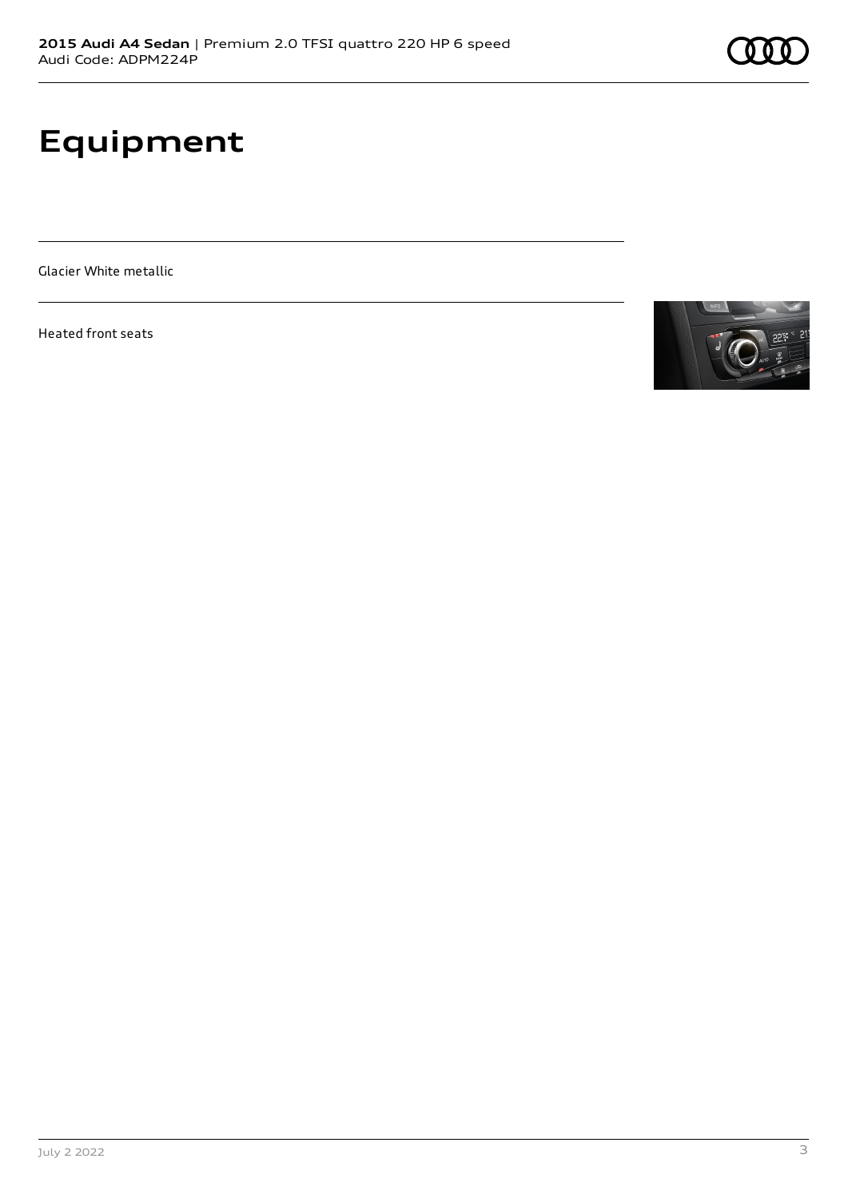# Equipment

Glacier White metallic

Heated front seats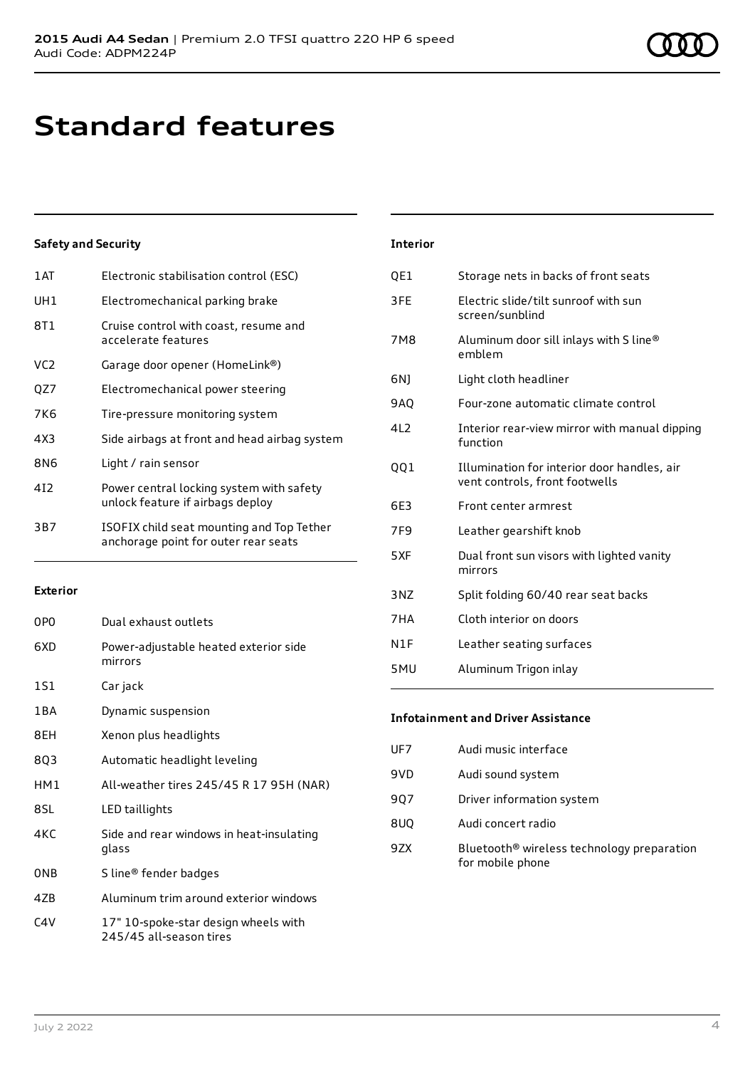# Standard features

## Safety and Security

| | |
|---|---|
| 1AT | Electronic stabilisation control (ESC) |
| UH1 | Electromechanical parking brake |
| 8T1 | Cruise control with coast, resume and accelerate features |
| VC2 | Garage door opener (HomeLink®) |
| QZ7 | Electromechanical power steering |
| 7K6 | Tire-pressure monitoring system |
| 4X3 | Side airbags at front and head airbag system |
| 8N6 | Light / rain sensor |
| 4I2 | Power central locking system with safety unlock feature if airbags deploy |
| 3B7 | ISOFIX child seat mounting and Top Tether anchorage point for outer rear seats |

## Exterior

| | |
|---|---|
| 0P0 | Dual exhaust outlets |
| 6XD | Power-adjustable heated exterior side mirrors |
| 1S1 | Car jack |
| 1BA | Dynamic suspension |
| 8EH | Xenon plus headlights |
| 8Q3 | Automatic headlight leveling |
| HM1 | All-weather tires 245/45 R 17 95H (NAR) |
| 8SL | LED taillights |
| 4KC | Side and rear windows in heat-insulating glass |
| 0NB | S line® fender badges |
| 4ZB | Aluminum trim around exterior windows |
| C4V | 17" 10-spoke-star design wheels with 245/45 all-season tires |

## Interior

| | |
|---|---|
| QE1 | Storage nets in backs of front seats |
| 3FE | Electric slide/tilt sunroof with sun screen/sunblind |
| 7M8 | Aluminum door sill inlays with S line® emblem |
| 6NJ | Light cloth headliner |
| 9AQ | Four-zone automatic climate control |
| 4L2 | Interior rear-view mirror with manual dipping function |
| QQ1 | Illumination for interior door handles, air vent controls, front footwells |
| 6E3 | Front center armrest |
| 7F9 | Leather gearshift knob |
| 5XF | Dual front sun visors with lighted vanity mirrors |
| 3NZ | Split folding 60/40 rear seat backs |
| 7HA | Cloth interior on doors |
| N1F | Leather seating surfaces |
| 5MU | Aluminum Trigon inlay |

## Infotainment and Driver Assistance

| | |
|---|---|
| UF7 | Audi music interface |
| 9VD | Audi sound system |
| 9Q7 | Driver information system |
| 8UQ | Audi concert radio |
| 9ZX | Bluetooth® wireless technology preparation for mobile phone |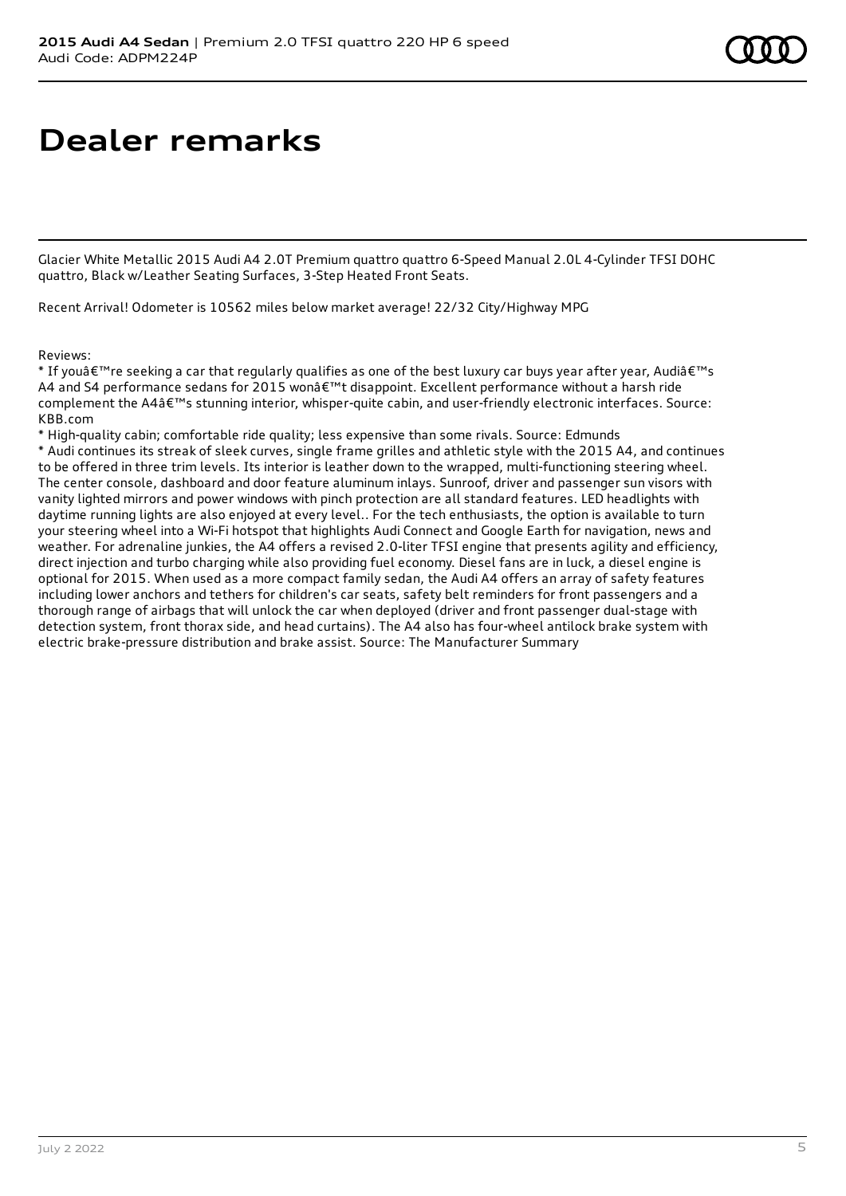# Dealer remarks

Glacier White Metallic 2015 Audi A4 2.0T Premium quattro quattro 6-Speed Manual 2.0L 4-Cylinder TFSI DOHC quattro, Black w/Leather Seating Surfaces, 3-Step Heated Front Seats.

Recent Arrival! Odometer is 10562 miles below market average! 22/32 City/Highway MPG

Reviews:

* If youâ€™re seeking a car that regularly qualifies as one of the best luxury car buys year after year, Audiâ€™s A4 and S4 performance sedans for 2015 wonâ€™t disappoint. Excellent performance without a harsh ride complement the A4â€™s stunning interior, whisper-quite cabin, and user-friendly electronic interfaces. Source: KBB.com
* High-quality cabin; comfortable ride quality; less expensive than some rivals. Source: Edmunds
* Audi continues its streak of sleek curves, single frame grilles and athletic style with the 2015 A4, and continues to be offered in three trim levels. Its interior is leather down to the wrapped, multi-functioning steering wheel. The center console, dashboard and door feature aluminum inlays. Sunroof, driver and passenger sun visors with vanity lighted mirrors and power windows with pinch protection are all standard features. LED headlights with daytime running lights are also enjoyed at every level.. For the tech enthusiasts, the option is available to turn your steering wheel into a Wi-Fi hotspot that highlights Audi Connect and Google Earth for navigation, news and weather. For adrenaline junkies, the A4 offers a revised 2.0-liter TFSI engine that presents agility and efficiency, direct injection and turbo charging while also providing fuel economy. Diesel fans are in luck, a diesel engine is optional for 2015. When used as a more compact family sedan, the Audi A4 offers an array of safety features including lower anchors and tethers for children's car seats, safety belt reminders for front passengers and a thorough range of airbags that will unlock the car when deployed (driver and front passenger dual-stage with detection system, front thorax side, and head curtains). The A4 also has four-wheel antilock brake system with electric brake-pressure distribution and brake assist. Source: The Manufacturer Summary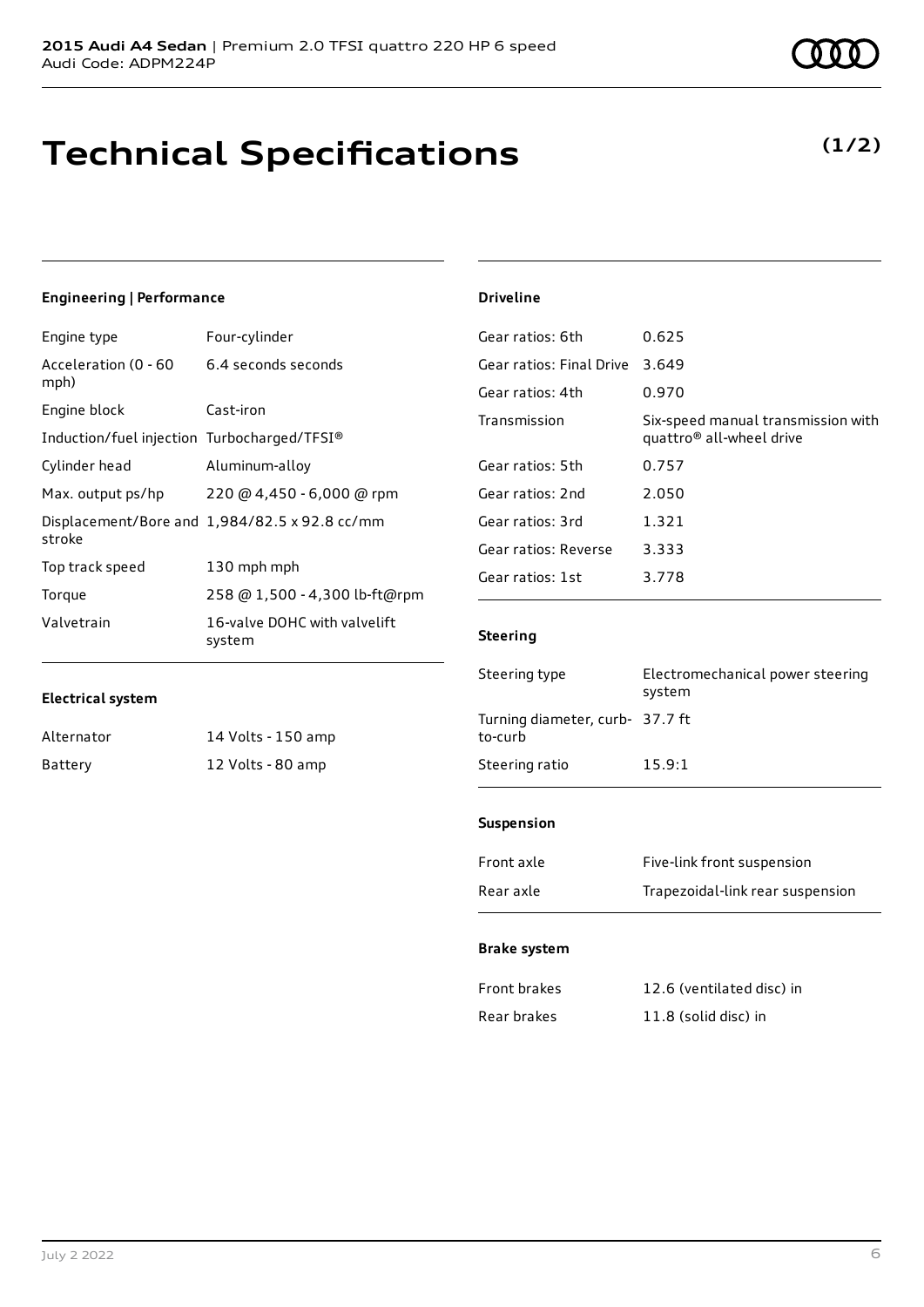# Technical Specifications

**(1/2)**

#### Engineering | Performance

| | |
|---|---|
| Engine type | Four-cylinder |
| Acceleration (0 - 60 mph) | 6.4 seconds seconds |
| Engine block | Cast-iron |
| Induction/fuel injection | Turbocharged/TFSI® |
| Cylinder head | Aluminum-alloy |
| Max. output ps/hp | 220 @ 4,450 - 6,000 @ rpm |
| Displacement/Bore and stroke | 1,984/82.5 x 92.8 cc/mm |
| Top track speed | 130 mph mph |
| Torque | 258 @ 1,500 - 4,300 lb-ft@rpm |
| Valvetrain | 16-valve DOHC with valvelift system |

#### Electrical system

| | |
|---|---|
| Alternator | 14 Volts - 150 amp |
| Battery | 12 Volts - 80 amp |

#### Driveline

| | |
|---|---|
| Gear ratios: 6th | 0.625 |
| Gear ratios: Final Drive | 3.649 |
| Gear ratios: 4th | 0.970 |
| Transmission | Six-speed manual transmission with quattro® all-wheel drive |
| Gear ratios: 5th | 0.757 |
| Gear ratios: 2nd | 2.050 |
| Gear ratios: 3rd | 1.321 |
| Gear ratios: Reverse | 3.333 |
| Gear ratios: 1st | 3.778 |

#### Steering

| | |
|---|---|
| Steering type | Electromechanical power steering system |
| Turning diameter, curb-to-curb | 37.7 ft |
| Steering ratio | 15.9:1 |

#### Suspension

| | |
|---|---|
| Front axle | Five-link front suspension |
| Rear axle | Trapezoidal-link rear suspension |

#### Brake system

| | |
|---|---|
| Front brakes | 12.6 (ventilated disc) in |
| Rear brakes | 11.8 (solid disc) in |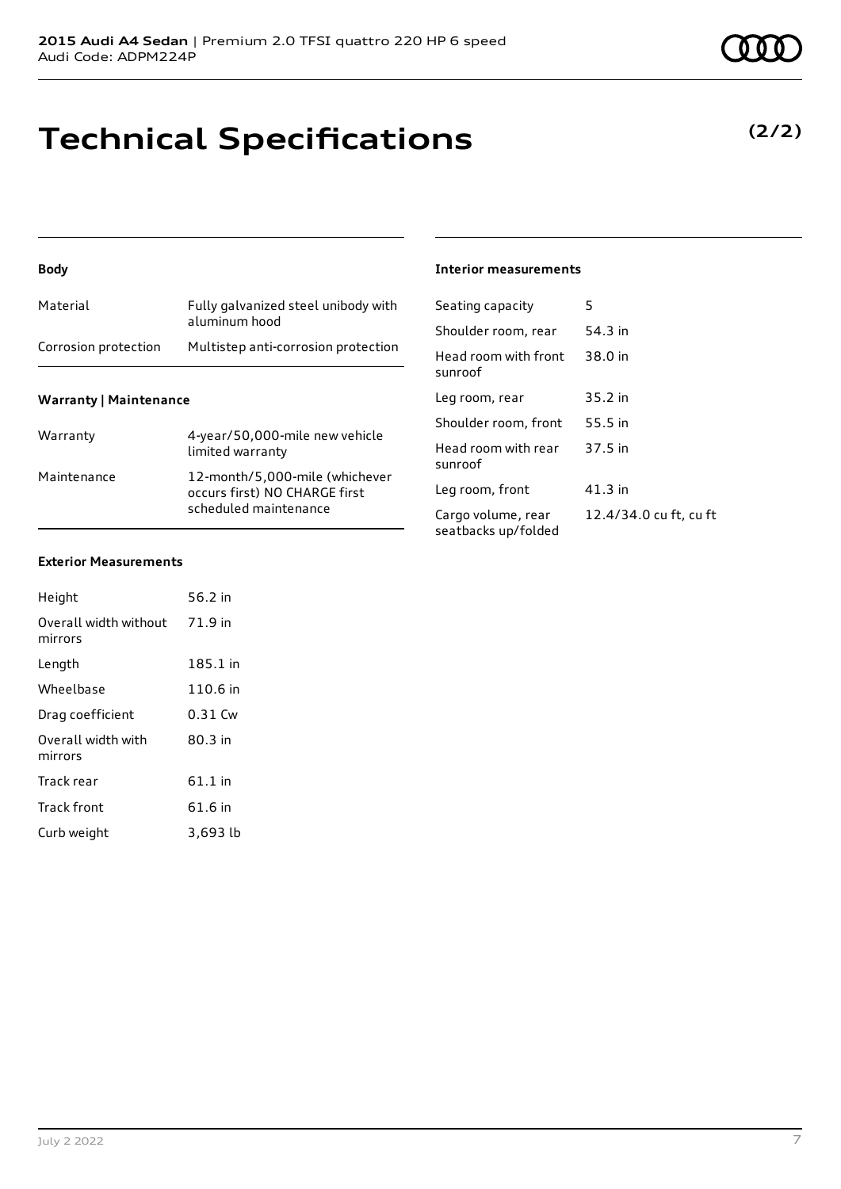# Technical Specifications

**(2/2)**

### Body

| Material | Fully galvanized steel unibody with aluminum hood |
|---|---|
| Corrosion protection | Multistep anti-corrosion protection |

### Warranty | Maintenance

| Warranty | 4-year/50,000-mile new vehicle limited warranty |
|---|---|
| Maintenance | 12-month/5,000-mile (whichever occurs first) NO CHARGE first scheduled maintenance |

### Exterior Measurements

| Height | 56.2 in |
|---|---|
| Overall width without mirrors | 71.9 in |
| Length | 185.1 in |
| Wheelbase | 110.6 in |
| Drag coefficient | 0.31 Cw |
| Overall width with mirrors | 80.3 in |
| Track rear | 61.1 in |
| Track front | 61.6 in |
| Curb weight | 3,693 lb |

### Interior measurements

| Seating capacity | 5 |
|---|---|
| Shoulder room, rear | 54.3 in |
| Head room with front sunroof | 38.0 in |
| Leg room, rear | 35.2 in |
| Shoulder room, front | 55.5 in |
| Head room with rear sunroof | 37.5 in |
| Leg room, front | 41.3 in |
| Cargo volume, rear seatbacks up/folded | 12.4/34.0 cu ft, cu ft |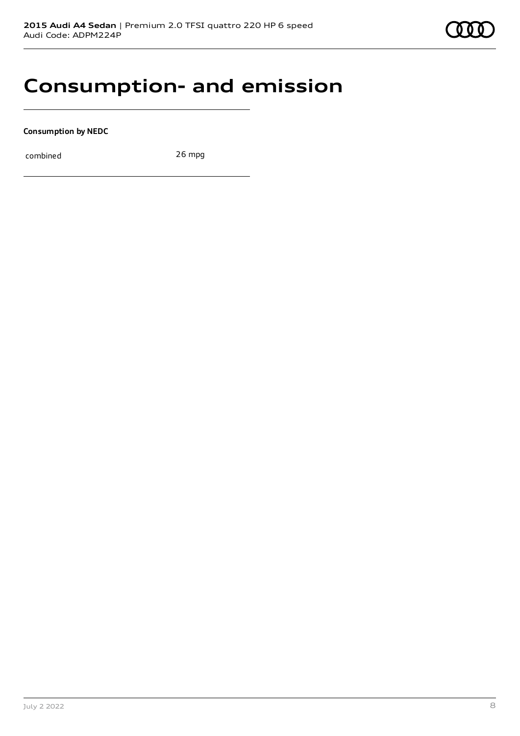# Consumption- and emission

**Consumption by NEDC**

| combined | 26 mpg |
|---|---|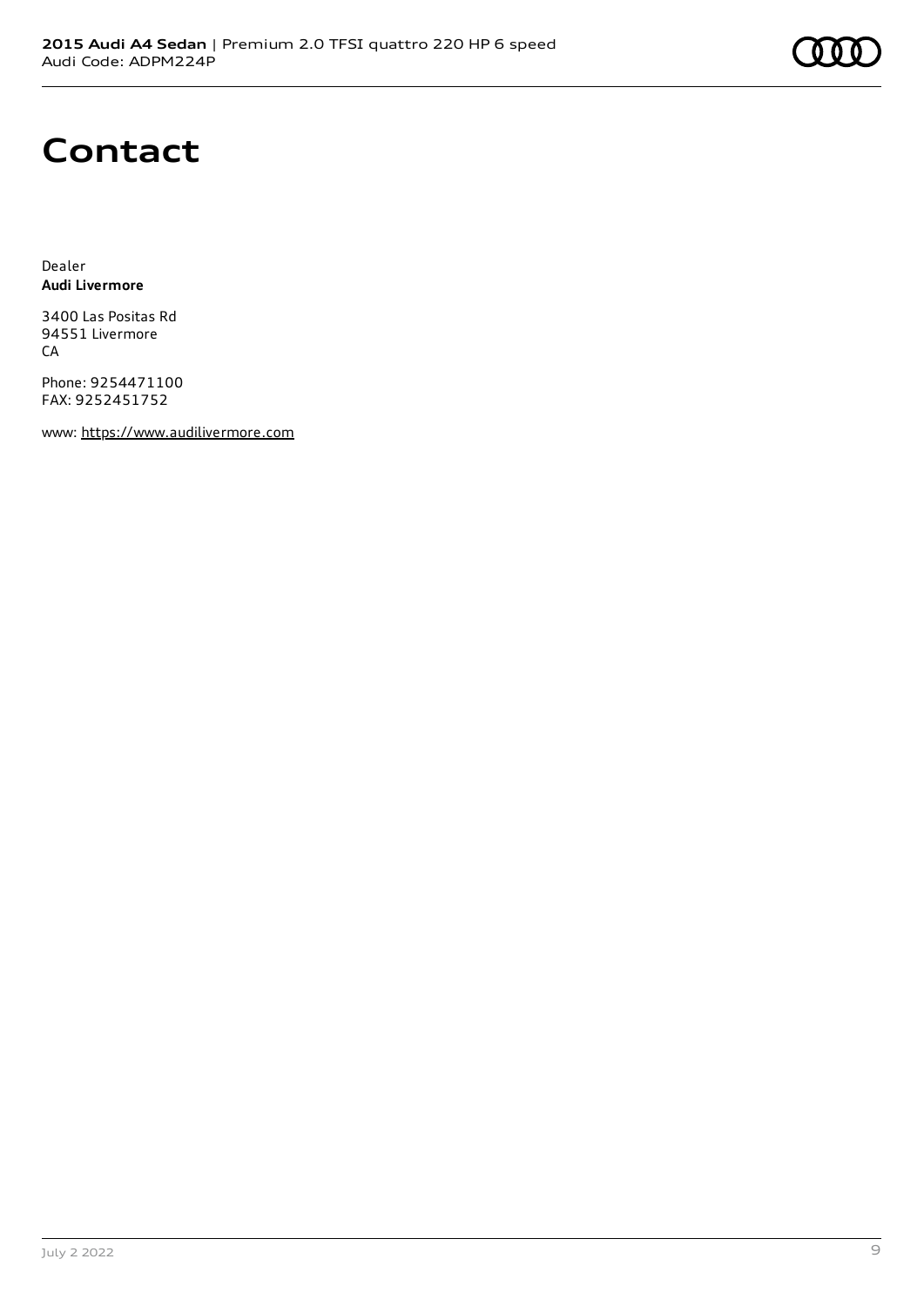# Contact

Dealer
**Audi Livermore**

3400 Las Positas Rd
94551 Livermore
CA

Phone: 9254471100
FAX: 9252451752

www: https://www.audilivermore.com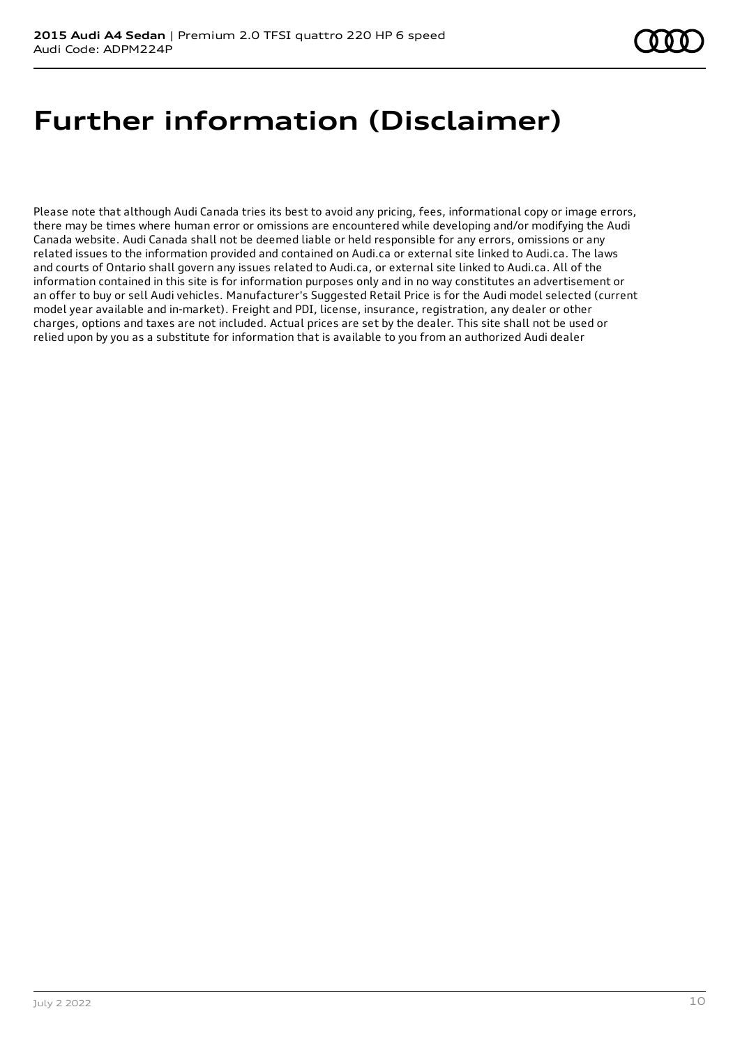# Further information (Disclaimer)

Please note that although Audi Canada tries its best to avoid any pricing, fees, informational copy or image errors, there may be times where human error or omissions are encountered while developing and/or modifying the Audi Canada website. Audi Canada shall not be deemed liable or held responsible for any errors, omissions or any related issues to the information provided and contained on Audi.ca or external site linked to Audi.ca. The laws and courts of Ontario shall govern any issues related to Audi.ca, or external site linked to Audi.ca. All of the information contained in this site is for information purposes only and in no way constitutes an advertisement or an offer to buy or sell Audi vehicles. Manufacturer's Suggested Retail Price is for the Audi model selected (current model year available and in-market). Freight and PDI, license, insurance, registration, any dealer or other charges, options and taxes are not included. Actual prices are set by the dealer. This site shall not be used or relied upon by you as a substitute for information that is available to you from an authorized Audi dealer